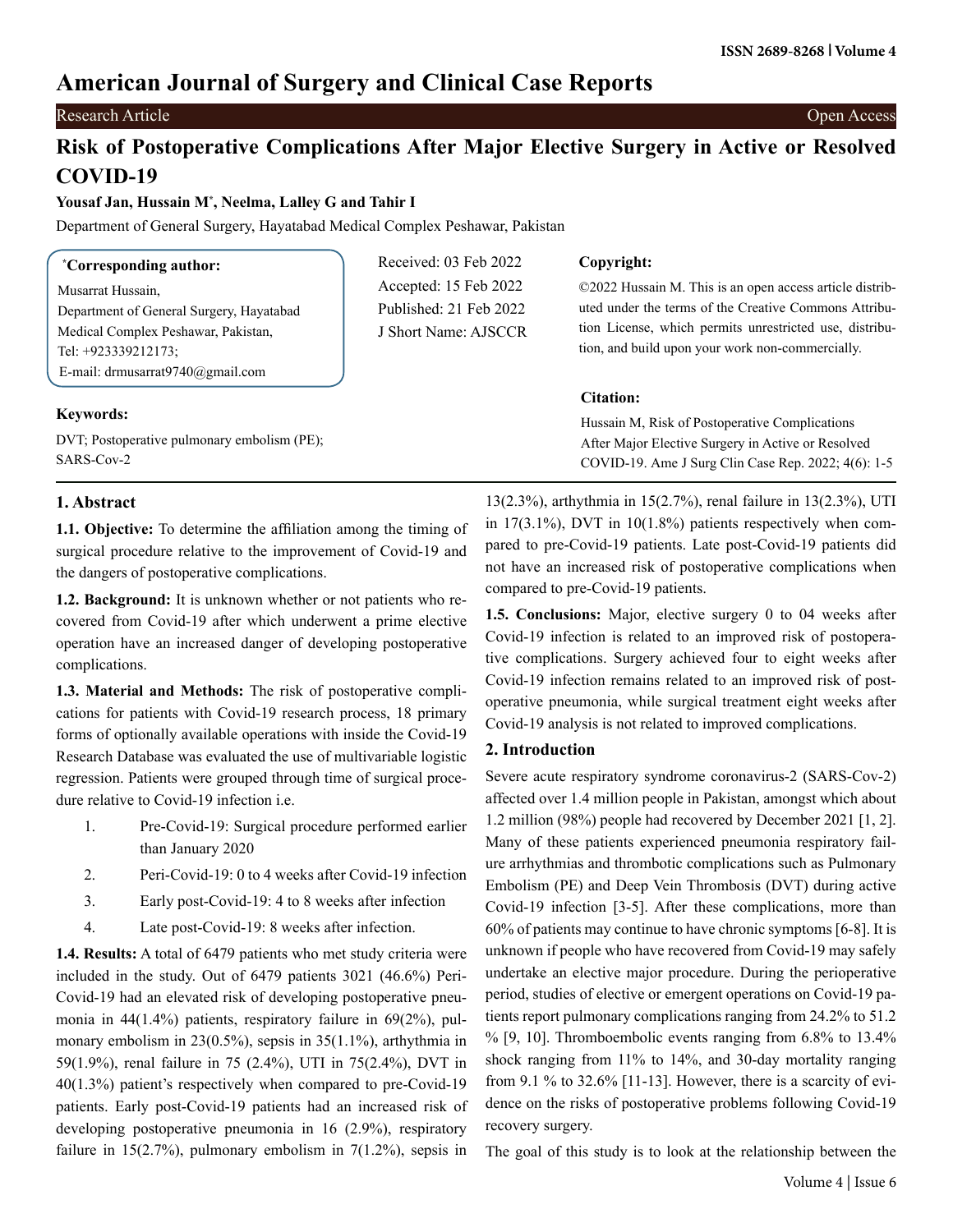# Risk of Postoperative Complications After Major Elective Surgery in Active or Resolved COVID-19

**Yousaf Jan, Hussain M*, Neelma, Lalley G and Tahir I**

Department of General Surgery, Hayatabad Medical Complex Peshawar, Pakistan

**\*Corresponding author:**
Musarrat Hussain,
Department of General Surgery, Hayatabad Medical Complex Peshawar, Pakistan,
Tel: +923339212173;
E-mail: drmusarrat9740@gmail.com

Received: 03 Feb 2022
Accepted: 15 Feb 2022
Published: 21 Feb 2022
J Short Name: AJSCCR

**Copyright:**

©2022 Hussain M. This is an open access article distributed under the terms of the Creative Commons Attribution License, which permits unrestricted use, distribution, and build upon your work non-commercially.

**Citation:**

Hussain M, Risk of Postoperative Complications After Major Elective Surgery in Active or Resolved COVID-19. Ame J Surg Clin Case Rep. 2022; 4(6): 1-5

**Keywords:**

DVT; Postoperative pulmonary embolism (PE); SARS-Cov-2

## 1. Abstract

**1.1. Objective:** To determine the affiliation among the timing of surgical procedure relative to the improvement of Covid-19 and the dangers of postoperative complications.

**1.2. Background:** It is unknown whether or not patients who recovered from Covid-19 after which underwent a prime elective operation have an increased danger of developing postoperative complications.

**1.3. Material and Methods:** The risk of postoperative complications for patients with Covid-19 research process, 18 primary forms of optionally available operations with inside the Covid-19 Research Database was evaluated the use of multivariable logistic regression. Patients were grouped through time of surgical procedure relative to Covid-19 infection i.e.

1. Pre-Covid-19: Surgical procedure performed earlier than January 2020
2. Peri-Covid-19: 0 to 4 weeks after Covid-19 infection
3. Early post-Covid-19: 4 to 8 weeks after infection
4. Late post-Covid-19: 8 weeks after infection.

**1.4. Results:** A total of 6479 patients who met study criteria were included in the study. Out of 6479 patients 3021 (46.6%) Peri-Covid-19 had an elevated risk of developing postoperative pneumonia in 44(1.4%) patients, respiratory failure in 69(2%), pulmonary embolism in 23(0.5%), sepsis in 35(1.1%), arthythmia in 59(1.9%), renal failure in 75 (2.4%), UTI in 75(2.4%), DVT in 40(1.3%) patient's respectively when compared to pre-Covid-19 patients. Early post-Covid-19 patients had an increased risk of developing postoperative pneumonia in 16 (2.9%), respiratory failure in 15(2.7%), pulmonary embolism in 7(1.2%), sepsis in 13(2.3%), arthythmia in 15(2.7%), renal failure in 13(2.3%), UTI in 17(3.1%), DVT in 10(1.8%) patients respectively when compared to pre-Covid-19 patients. Late post-Covid-19 patients did not have an increased risk of postoperative complications when compared to pre-Covid-19 patients.

**1.5. Conclusions:** Major, elective surgery 0 to 04 weeks after Covid-19 infection is related to an improved risk of postoperative complications. Surgery achieved four to eight weeks after Covid-19 infection remains related to an improved risk of postoperative pneumonia, while surgical treatment eight weeks after Covid-19 analysis is not related to improved complications.

## 2. Introduction

Severe acute respiratory syndrome coronavirus-2 (SARS-Cov-2) affected over 1.4 million people in Pakistan, amongst which about 1.2 million (98%) people had recovered by December 2021 [1, 2]. Many of these patients experienced pneumonia respiratory failure arrhythmias and thrombotic complications such as Pulmonary Embolism (PE) and Deep Vein Thrombosis (DVT) during active Covid-19 infection [3-5]. After these complications, more than 60% of patients may continue to have chronic symptoms [6-8]. It is unknown if people who have recovered from Covid-19 may safely undertake an elective major procedure. During the perioperative period, studies of elective or emergent operations on Covid-19 patients report pulmonary complications ranging from 24.2% to 51.2 % [9, 10]. Thromboembolic events ranging from 6.8% to 13.4% shock ranging from 11% to 14%, and 30-day mortality ranging from 9.1 % to 32.6% [11-13]. However, there is a scarcity of evidence on the risks of postoperative problems following Covid-19 recovery surgery.

The goal of this study is to look at the relationship between the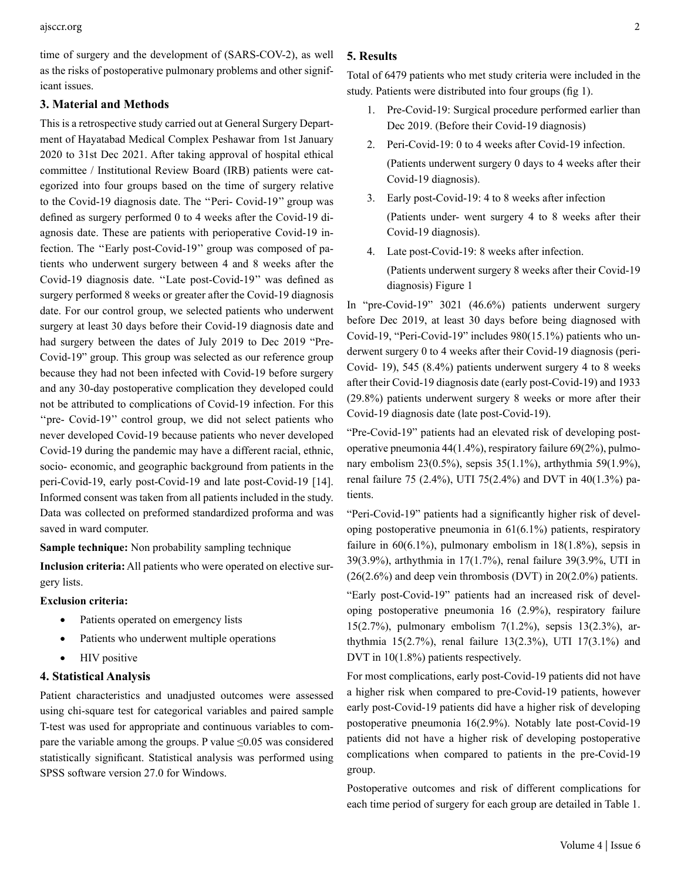time of surgery and the development of (SARS-COV-2), as well as the risks of postoperative pulmonary problems and other significant issues.

## 3. Material and Methods

This is a retrospective study carried out at General Surgery Department of Hayatabad Medical Complex Peshawar from 1st January 2020 to 31st Dec 2021. After taking approval of hospital ethical committee / Institutional Review Board (IRB) patients were categorized into four groups based on the time of surgery relative to the Covid-19 diagnosis date. The ''Peri- Covid-19'' group was defined as surgery performed 0 to 4 weeks after the Covid-19 diagnosis date. These are patients with perioperative Covid-19 infection. The ''Early post-Covid-19'' group was composed of patients who underwent surgery between 4 and 8 weeks after the Covid-19 diagnosis date. ''Late post-Covid-19'' was defined as surgery performed 8 weeks or greater after the Covid-19 diagnosis date. For our control group, we selected patients who underwent surgery at least 30 days before their Covid-19 diagnosis date and had surgery between the dates of July 2019 to Dec 2019 "Pre-Covid-19" group. This group was selected as our reference group because they had not been infected with Covid-19 before surgery and any 30-day postoperative complication they developed could not be attributed to complications of Covid-19 infection. For this ''pre- Covid-19'' control group, we did not select patients who never developed Covid-19 because patients who never developed Covid-19 during the pandemic may have a different racial, ethnic, socio- economic, and geographic background from patients in the peri-Covid-19, early post-Covid-19 and late post-Covid-19 [14]. Informed consent was taken from all patients included in the study. Data was collected on preformed standardized proforma and was saved in ward computer.

**Sample technique:** Non probability sampling technique

**Inclusion criteria:** All patients who were operated on elective surgery lists.

**Exclusion criteria:**

- Patients operated on emergency lists
- Patients who underwent multiple operations
- HIV positive

## 4. Statistical Analysis

Patient characteristics and unadjusted outcomes were assessed using chi-square test for categorical variables and paired sample T-test was used for appropriate and continuous variables to compare the variable among the groups. P value ≤0.05 was considered statistically significant. Statistical analysis was performed using SPSS software version 27.0 for Windows.

## 5. Results

Total of 6479 patients who met study criteria were included in the study. Patients were distributed into four groups (fig 1).

1. Pre-Covid-19: Surgical procedure performed earlier than Dec 2019. (Before their Covid-19 diagnosis)
2. Peri-Covid-19: 0 to 4 weeks after Covid-19 infection.

   (Patients underwent surgery 0 days to 4 weeks after their Covid-19 diagnosis).
3. Early post-Covid-19: 4 to 8 weeks after infection

   (Patients under- went surgery 4 to 8 weeks after their Covid-19 diagnosis).
4. Late post-Covid-19: 8 weeks after infection.

   (Patients underwent surgery 8 weeks after their Covid-19 diagnosis) Figure 1

In "pre-Covid-19" 3021 (46.6%) patients underwent surgery before Dec 2019, at least 30 days before being diagnosed with Covid-19, "Peri-Covid-19" includes 980(15.1%) patients who underwent surgery 0 to 4 weeks after their Covid-19 diagnosis (peri-Covid- 19), 545 (8.4%) patients underwent surgery 4 to 8 weeks after their Covid-19 diagnosis date (early post-Covid-19) and 1933 (29.8%) patients underwent surgery 8 weeks or more after their Covid-19 diagnosis date (late post-Covid-19).

"Pre-Covid-19" patients had an elevated risk of developing postoperative pneumonia 44(1.4%), respiratory failure 69(2%), pulmonary embolism 23(0.5%), sepsis 35(1.1%), arthythmia 59(1.9%), renal failure 75 (2.4%), UTI 75(2.4%) and DVT in 40(1.3%) patients.

"Peri-Covid-19" patients had a significantly higher risk of developing postoperative pneumonia in 61(6.1%) patients, respiratory failure in 60(6.1%), pulmonary embolism in 18(1.8%), sepsis in 39(3.9%), arthythmia in 17(1.7%), renal failure 39(3.9%, UTI in (26(2.6%) and deep vein thrombosis (DVT) in 20(2.0%) patients.

"Early post-Covid-19" patients had an increased risk of developing postoperative pneumonia 16 (2.9%), respiratory failure 15(2.7%), pulmonary embolism 7(1.2%), sepsis 13(2.3%), arthythmia 15(2.7%), renal failure 13(2.3%), UTI 17(3.1%) and DVT in 10(1.8%) patients respectively.

For most complications, early post-Covid-19 patients did not have a higher risk when compared to pre-Covid-19 patients, however early post-Covid-19 patients did have a higher risk of developing postoperative pneumonia 16(2.9%). Notably late post-Covid-19 patients did not have a higher risk of developing postoperative complications when compared to patients in the pre-Covid-19 group.

Postoperative outcomes and risk of different complications for each time period of surgery for each group are detailed in Table 1.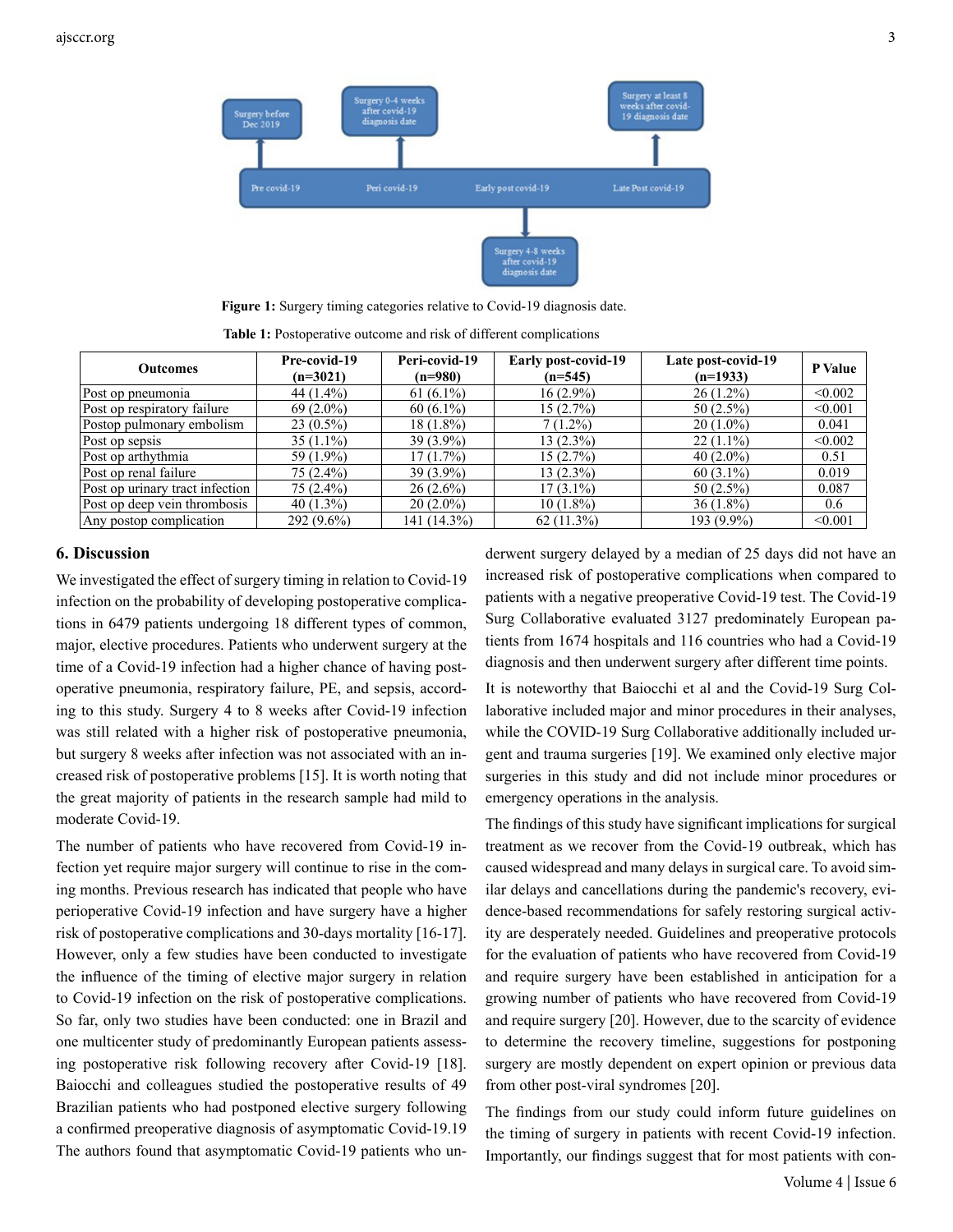Figure 1: Surgery timing categories relative to Covid-19 diagnosis date.

Table 1: Postoperative outcome and risk of different complications

| Outcomes | Pre-covid-19 (n=3021) | Peri-covid-19 (n=980) | Early post-covid-19 (n=545) | Late post-covid-19 (n=1933) | P Value |
|---|---|---|---|---|---|
| Post op pneumonia | 44 (1.4%) | 61 (6.1%) | 16 (2.9%) | 26 (1.2%) | <0.002 |
| Post op respiratory failure | 69 (2.0%) | 60 (6.1%) | 15 (2.7%) | 50 (2.5%) | <0.001 |
| Postop pulmonary embolism | 23 (0.5%) | 18 (1.8%) | 7 (1.2%) | 20 (1.0%) | 0.041 |
| Post op sepsis | 35 (1.1%) | 39 (3.9%) | 13 (2.3%) | 22 (1.1%) | <0.002 |
| Post op arthythmia | 59 (1.9%) | 17 (1.7%) | 15 (2.7%) | 40 (2.0%) | 0.51 |
| Post op renal failure | 75 (2.4%) | 39 (3.9%) | 13 (2.3%) | 60 (3.1%) | 0.019 |
| Post op urinary tract infection | 75 (2.4%) | 26 (2.6%) | 17 (3.1%) | 50 (2.5%) | 0.087 |
| Post op deep vein thrombosis | 40 (1.3%) | 20 (2.0%) | 10 (1.8%) | 36 (1.8%) | 0.6 |
| Any postop complication | 292 (9.6%) | 141 (14.3%) | 62 (11.3%) | 193 (9.9%) | <0.001 |

## 6. Discussion

We investigated the effect of surgery timing in relation to Covid-19 infection on the probability of developing postoperative complications in 6479 patients undergoing 18 different types of common, major, elective procedures. Patients who underwent surgery at the time of a Covid-19 infection had a higher chance of having postoperative pneumonia, respiratory failure, PE, and sepsis, according to this study. Surgery 4 to 8 weeks after Covid-19 infection was still related with a higher risk of postoperative pneumonia, but surgery 8 weeks after infection was not associated with an increased risk of postoperative problems [15]. It is worth noting that the great majority of patients in the research sample had mild to moderate Covid-19.

The number of patients who have recovered from Covid-19 infection yet require major surgery will continue to rise in the coming months. Previous research has indicated that people who have perioperative Covid-19 infection and have surgery have a higher risk of postoperative complications and 30-days mortality [16-17]. However, only a few studies have been conducted to investigate the influence of the timing of elective major surgery in relation to Covid-19 infection on the risk of postoperative complications. So far, only two studies have been conducted: one in Brazil and one multicenter study of predominantly European patients assessing postoperative risk following recovery after Covid-19 [18]. Baiocchi and colleagues studied the postoperative results of 49 Brazilian patients who had postponed elective surgery following a confirmed preoperative diagnosis of asymptomatic Covid-19.19 The authors found that asymptomatic Covid-19 patients who underwent surgery delayed by a median of 25 days did not have an increased risk of postoperative complications when compared to patients with a negative preoperative Covid-19 test. The Covid-19 Surg Collaborative evaluated 3127 predominately European patients from 1674 hospitals and 116 countries who had a Covid-19 diagnosis and then underwent surgery after different time points.

It is noteworthy that Baiocchi et al and the Covid-19 Surg Collaborative included major and minor procedures in their analyses, while the COVID-19 Surg Collaborative additionally included urgent and trauma surgeries [19]. We examined only elective major surgeries in this study and did not include minor procedures or emergency operations in the analysis.

The findings of this study have significant implications for surgical treatment as we recover from the Covid-19 outbreak, which has caused widespread and many delays in surgical care. To avoid similar delays and cancellations during the pandemic's recovery, evidence-based recommendations for safely restoring surgical activity are desperately needed. Guidelines and preoperative protocols for the evaluation of patients who have recovered from Covid-19 and require surgery have been established in anticipation for a growing number of patients who have recovered from Covid-19 and require surgery [20]. However, due to the scarcity of evidence to determine the recovery timeline, suggestions for postponing surgery are mostly dependent on expert opinion or previous data from other post-viral syndromes [20].

The findings from our study could inform future guidelines on the timing of surgery in patients with recent Covid-19 infection. Importantly, our findings suggest that for most patients with con-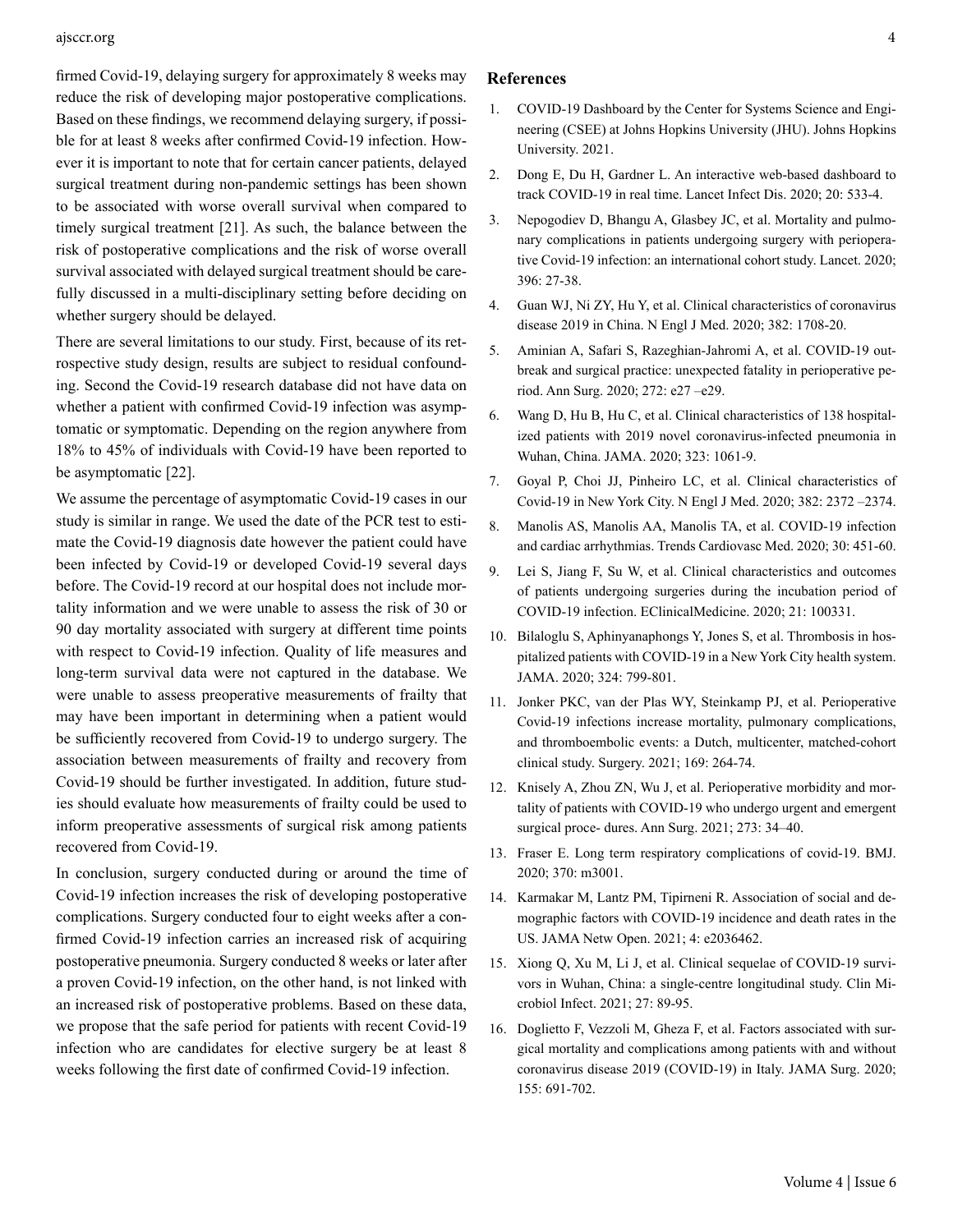firmed Covid-19, delaying surgery for approximately 8 weeks may reduce the risk of developing major postoperative complications. Based on these findings, we recommend delaying surgery, if possible for at least 8 weeks after confirmed Covid-19 infection. However it is important to note that for certain cancer patients, delayed surgical treatment during non-pandemic settings has been shown to be associated with worse overall survival when compared to timely surgical treatment [21]. As such, the balance between the risk of postoperative complications and the risk of worse overall survival associated with delayed surgical treatment should be carefully discussed in a multi-disciplinary setting before deciding on whether surgery should be delayed.

There are several limitations to our study. First, because of its retrospective study design, results are subject to residual confounding. Second the Covid-19 research database did not have data on whether a patient with confirmed Covid-19 infection was asymptomatic or symptomatic. Depending on the region anywhere from 18% to 45% of individuals with Covid-19 have been reported to be asymptomatic [22].

We assume the percentage of asymptomatic Covid-19 cases in our study is similar in range. We used the date of the PCR test to estimate the Covid-19 diagnosis date however the patient could have been infected by Covid-19 or developed Covid-19 several days before. The Covid-19 record at our hospital does not include mortality information and we were unable to assess the risk of 30 or 90 day mortality associated with surgery at different time points with respect to Covid-19 infection. Quality of life measures and long-term survival data were not captured in the database. We were unable to assess preoperative measurements of frailty that may have been important in determining when a patient would be sufficiently recovered from Covid-19 to undergo surgery. The association between measurements of frailty and recovery from Covid-19 should be further investigated. In addition, future studies should evaluate how measurements of frailty could be used to inform preoperative assessments of surgical risk among patients recovered from Covid-19.

In conclusion, surgery conducted during or around the time of Covid-19 infection increases the risk of developing postoperative complications. Surgery conducted four to eight weeks after a confirmed Covid-19 infection carries an increased risk of acquiring postoperative pneumonia. Surgery conducted 8 weeks or later after a proven Covid-19 infection, on the other hand, is not linked with an increased risk of postoperative problems. Based on these data, we propose that the safe period for patients with recent Covid-19 infection who are candidates for elective surgery be at least 8 weeks following the first date of confirmed Covid-19 infection.

## References

1. COVID-19 Dashboard by the Center for Systems Science and Engineering (CSEE) at Johns Hopkins University (JHU). Johns Hopkins University. 2021.
2. Dong E, Du H, Gardner L. An interactive web-based dashboard to track COVID-19 in real time. Lancet Infect Dis. 2020; 20: 533-4.
3. Nepogodiev D, Bhangu A, Glasbey JC, et al. Mortality and pulmonary complications in patients undergoing surgery with perioperative Covid-19 infection: an international cohort study. Lancet. 2020; 396: 27-38.
4. Guan WJ, Ni ZY, Hu Y, et al. Clinical characteristics of coronavirus disease 2019 in China. N Engl J Med. 2020; 382: 1708-20.
5. Aminian A, Safari S, Razeghian-Jahromi A, et al. COVID-19 outbreak and surgical practice: unexpected fatality in perioperative period. Ann Surg. 2020; 272: e27 –e29.
6. Wang D, Hu B, Hu C, et al. Clinical characteristics of 138 hospitalized patients with 2019 novel coronavirus-infected pneumonia in Wuhan, China. JAMA. 2020; 323: 1061-9.
7. Goyal P, Choi JJ, Pinheiro LC, et al. Clinical characteristics of Covid-19 in New York City. N Engl J Med. 2020; 382: 2372 –2374.
8. Manolis AS, Manolis AA, Manolis TA, et al. COVID-19 infection and cardiac arrhythmias. Trends Cardiovasc Med. 2020; 30: 451-60.
9. Lei S, Jiang F, Su W, et al. Clinical characteristics and outcomes of patients undergoing surgeries during the incubation period of COVID-19 infection. EClinicalMedicine. 2020; 21: 100331.
10. Bilaloglu S, Aphinyanaphongs Y, Jones S, et al. Thrombosis in hospitalized patients with COVID-19 in a New York City health system. JAMA. 2020; 324: 799-801.
11. Jonker PKC, van der Plas WY, Steinkamp PJ, et al. Perioperative Covid-19 infections increase mortality, pulmonary complications, and thromboembolic events: a Dutch, multicenter, matched-cohort clinical study. Surgery. 2021; 169: 264-74.
12. Knisely A, Zhou ZN, Wu J, et al. Perioperative morbidity and mortality of patients with COVID-19 who undergo urgent and emergent surgical proce- dures. Ann Surg. 2021; 273: 34–40.
13. Fraser E. Long term respiratory complications of covid-19. BMJ. 2020; 370: m3001.
14. Karmakar M, Lantz PM, Tipirneni R. Association of social and demographic factors with COVID-19 incidence and death rates in the US. JAMA Netw Open. 2021; 4: e2036462.
15. Xiong Q, Xu M, Li J, et al. Clinical sequelae of COVID-19 survivors in Wuhan, China: a single-centre longitudinal study. Clin Microbiol Infect. 2021; 27: 89-95.
16. Doglietto F, Vezzoli M, Gheza F, et al. Factors associated with surgical mortality and complications among patients with and without coronavirus disease 2019 (COVID-19) in Italy. JAMA Surg. 2020; 155: 691-702.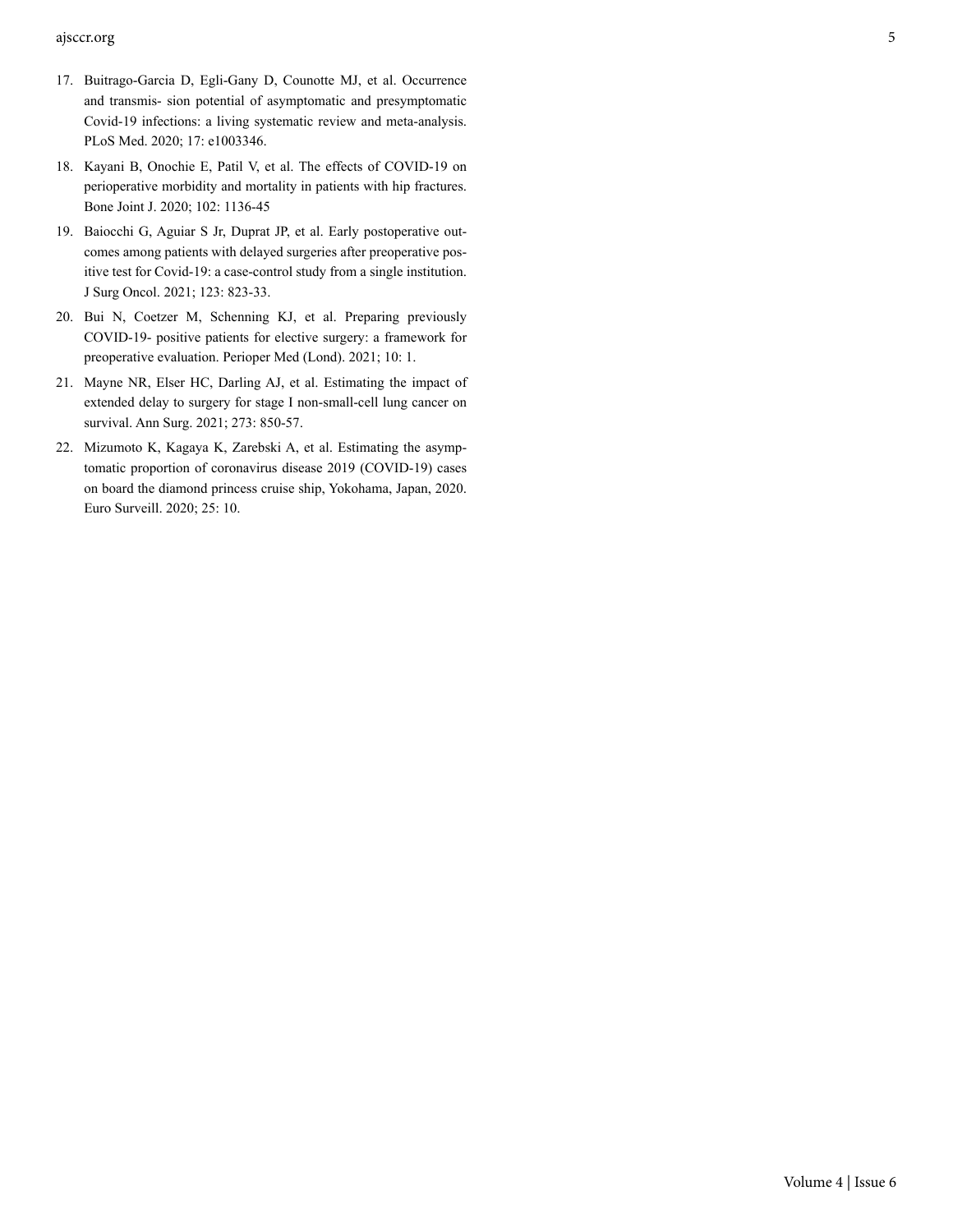17. Buitrago-Garcia D, Egli-Gany D, Counotte MJ, et al. Occurrence and transmis- sion potential of asymptomatic and presymptomatic Covid-19 infections: a living systematic review and meta-analysis. PLoS Med. 2020; 17: e1003346.
18. Kayani B, Onochie E, Patil V, et al. The effects of COVID-19 on perioperative morbidity and mortality in patients with hip fractures. Bone Joint J. 2020; 102: 1136-45
19. Baiocchi G, Aguiar S Jr, Duprat JP, et al. Early postoperative outcomes among patients with delayed surgeries after preoperative positive test for Covid-19: a case-control study from a single institution. J Surg Oncol. 2021; 123: 823-33.
20. Bui N, Coetzer M, Schenning KJ, et al. Preparing previously COVID-19- positive patients for elective surgery: a framework for preoperative evaluation. Perioper Med (Lond). 2021; 10: 1.
21. Mayne NR, Elser HC, Darling AJ, et al. Estimating the impact of extended delay to surgery for stage I non-small-cell lung cancer on survival. Ann Surg. 2021; 273: 850-57.
22. Mizumoto K, Kagaya K, Zarebski A, et al. Estimating the asymptomatic proportion of coronavirus disease 2019 (COVID-19) cases on board the diamond princess cruise ship, Yokohama, Japan, 2020. Euro Surveill. 2020; 25: 10.